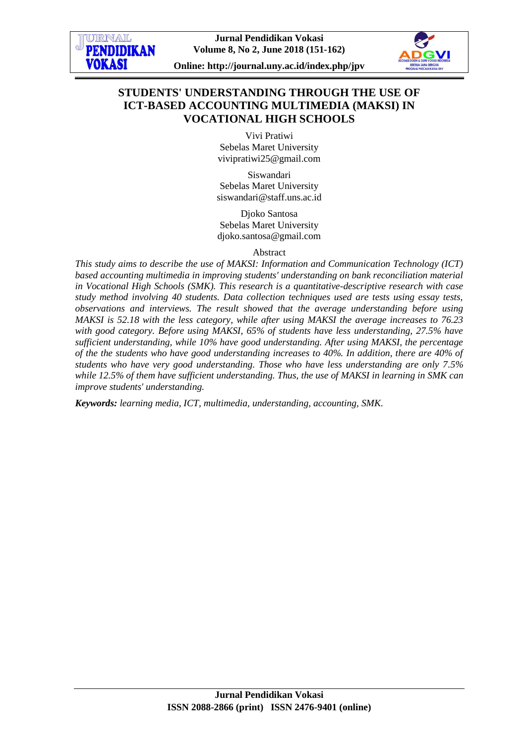# STUDENTS' UNDERSTANDING THROUGH THE USE OF ICT-BASED ACCOUNTING MULTIMEDIA (MAKSI) IN VOCATIONAL HIGH SCHOOLS

Vivi Pratiwi
Sebelas Maret University
vivipratiwi25@gmail.com

Siswandari
Sebelas Maret University
siswandari@staff.uns.ac.id

Djoko Santosa
Sebelas Maret University
djoko.santosa@gmail.com

## Abstract

*This study aims to describe the use of MAKSI: Information and Communication Technology (ICT) based accounting multimedia in improving students' understanding on bank reconciliation material in Vocational High Schools (SMK). This research is a quantitative-descriptive research with case study method involving 40 students. Data collection techniques used are tests using essay tests, observations and interviews. The result showed that the average understanding before using MAKSI is 52.18 with the less category, while after using MAKSI the average increases to 76.23 with good category. Before using MAKSI, 65% of students have less understanding, 27.5% have sufficient understanding, while 10% have good understanding. After using MAKSI, the percentage of the the students who have good understanding increases to 40%. In addition, there are 40% of students who have very good understanding. Those who have less understanding are only 7.5% while 12.5% of them have sufficient understanding. Thus, the use of MAKSI in learning in SMK can improve students' understanding.*

***Keywords:*** *learning media, ICT, multimedia, understanding, accounting, SMK.*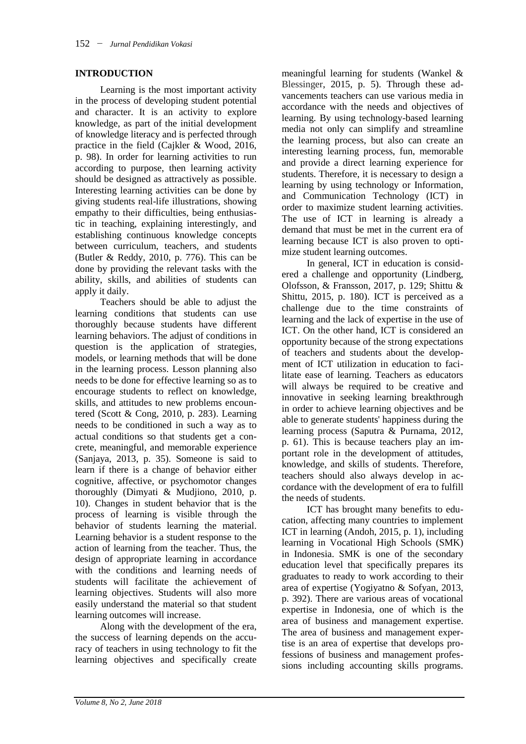## INTRODUCTION

Learning is the most important activity in the process of developing student potential and character. It is an activity to explore knowledge, as part of the initial development of knowledge literacy and is perfected through practice in the field (Cajkler & Wood, 2016, p. 98). In order for learning activities to run according to purpose, then learning activity should be designed as attractively as possible. Interesting learning activities can be done by giving students real-life illustrations, showing empathy to their difficulties, being enthusiastic in teaching, explaining interestingly, and establishing continuous knowledge concepts between curriculum, teachers, and students (Butler & Reddy, 2010, p. 776). This can be done by providing the relevant tasks with the ability, skills, and abilities of students can apply it daily.

Teachers should be able to adjust the learning conditions that students can use thoroughly because students have different learning behaviors. The adjust of conditions in question is the application of strategies, models, or learning methods that will be done in the learning process. Lesson planning also needs to be done for effective learning so as to encourage students to reflect on knowledge, skills, and attitudes to new problems encountered (Scott & Cong, 2010, p. 283). Learning needs to be conditioned in such a way as to actual conditions so that students get a concrete, meaningful, and memorable experience (Sanjaya, 2013, p. 35). Someone is said to learn if there is a change of behavior either cognitive, affective, or psychomotor changes thoroughly (Dimyati & Mudjiono, 2010, p. 10). Changes in student behavior that is the process of learning is visible through the behavior of students learning the material. Learning behavior is a student response to the action of learning from the teacher. Thus, the design of appropriate learning in accordance with the conditions and learning needs of students will facilitate the achievement of learning objectives. Students will also more easily understand the material so that student learning outcomes will increase.

Along with the development of the era, the success of learning depends on the accuracy of teachers in using technology to fit the learning objectives and specifically create meaningful learning for students (Wankel & Blessinger, 2015, p. 5). Through these advancements teachers can use various media in accordance with the needs and objectives of learning. By using technology-based learning media not only can simplify and streamline the learning process, but also can create an interesting learning process, fun, memorable and provide a direct learning experience for students. Therefore, it is necessary to design a learning by using technology or Information, and Communication Technology (ICT) in order to maximize student learning activities. The use of ICT in learning is already a demand that must be met in the current era of learning because ICT is also proven to optimize student learning outcomes.

In general, ICT in education is considered a challenge and opportunity (Lindberg, Olofsson, & Fransson, 2017, p. 129; Shittu & Shittu, 2015, p. 180). ICT is perceived as a challenge due to the time constraints of learning and the lack of expertise in the use of ICT. On the other hand, ICT is considered an opportunity because of the strong expectations of teachers and students about the development of ICT utilization in education to facilitate ease of learning. Teachers as educators will always be required to be creative and innovative in seeking learning breakthrough in order to achieve learning objectives and be able to generate students' happiness during the learning process (Saputra & Purnama, 2012, p. 61). This is because teachers play an important role in the development of attitudes, knowledge, and skills of students. Therefore, teachers should also always develop in accordance with the development of era to fulfill the needs of students.

ICT has brought many benefits to education, affecting many countries to implement ICT in learning (Andoh, 2015, p. 1), including learning in Vocational High Schools (SMK) in Indonesia. SMK is one of the secondary education level that specifically prepares its graduates to ready to work according to their area of expertise (Yogiyatno & Sofyan, 2013, p. 392). There are various areas of vocational expertise in Indonesia, one of which is the area of business and management expertise. The area of business and management expertise is an area of expertise that develops professions of business and management professions including accounting skills programs.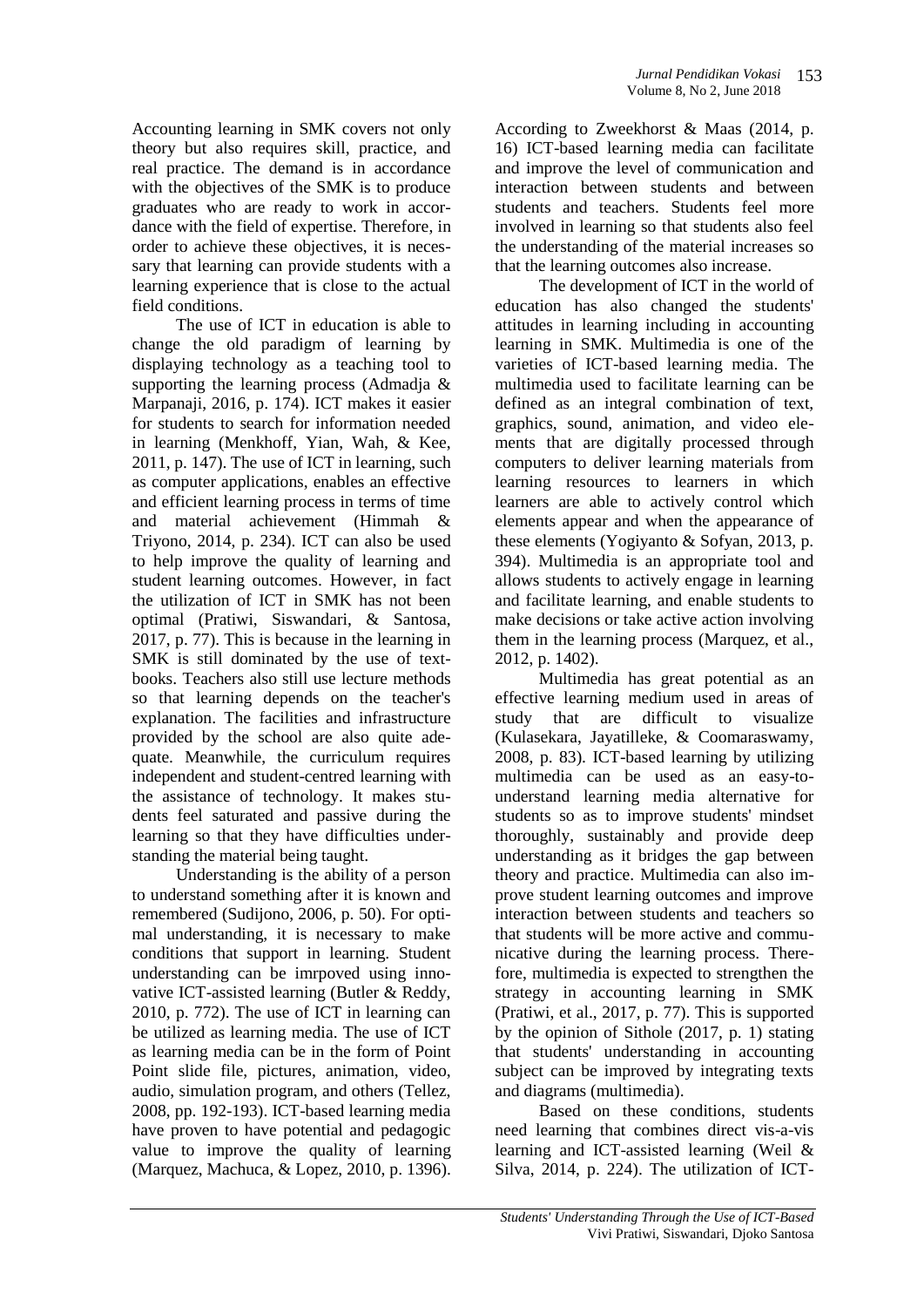Accounting learning in SMK covers not only theory but also requires skill, practice, and real practice. The demand is in accordance with the objectives of the SMK is to produce graduates who are ready to work in accordance with the field of expertise. Therefore, in order to achieve these objectives, it is necessary that learning can provide students with a learning experience that is close to the actual field conditions.

The use of ICT in education is able to change the old paradigm of learning by displaying technology as a teaching tool to supporting the learning process (Admadja & Marpanaji, 2016, p. 174). ICT makes it easier for students to search for information needed in learning (Menkhoff, Yian, Wah, & Kee, 2011, p. 147). The use of ICT in learning, such as computer applications, enables an effective and efficient learning process in terms of time and material achievement (Himmah & Triyono, 2014, p. 234). ICT can also be used to help improve the quality of learning and student learning outcomes. However, in fact the utilization of ICT in SMK has not been optimal (Pratiwi, Siswandari, & Santosa, 2017, p. 77). This is because in the learning in SMK is still dominated by the use of textbooks. Teachers also still use lecture methods so that learning depends on the teacher's explanation. The facilities and infrastructure provided by the school are also quite adequate. Meanwhile, the curriculum requires independent and student-centred learning with the assistance of technology. It makes students feel saturated and passive during the learning so that they have difficulties understanding the material being taught.

Understanding is the ability of a person to understand something after it is known and remembered (Sudijono, 2006, p. 50). For optimal understanding, it is necessary to make conditions that support in learning. Student understanding can be imrpoved using innovative ICT-assisted learning (Butler & Reddy, 2010, p. 772). The use of ICT in learning can be utilized as learning media. The use of ICT as learning media can be in the form of Point Point slide file, pictures, animation, video, audio, simulation program, and others (Tellez, 2008, pp. 192-193). ICT-based learning media have proven to have potential and pedagogic value to improve the quality of learning (Marquez, Machuca, & Lopez, 2010, p. 1396). According to Zweekhorst & Maas (2014, p. 16) ICT-based learning media can facilitate and improve the level of communication and interaction between students and between students and teachers. Students feel more involved in learning so that students also feel the understanding of the material increases so that the learning outcomes also increase.

The development of ICT in the world of education has also changed the students' attitudes in learning including in accounting learning in SMK. Multimedia is one of the varieties of ICT-based learning media. The multimedia used to facilitate learning can be defined as an integral combination of text, graphics, sound, animation, and video elements that are digitally processed through computers to deliver learning materials from learning resources to learners in which learners are able to actively control which elements appear and when the appearance of these elements (Yogiyanto & Sofyan, 2013, p. 394). Multimedia is an appropriate tool and allows students to actively engage in learning and facilitate learning, and enable students to make decisions or take active action involving them in the learning process (Marquez, et al., 2012, p. 1402).

Multimedia has great potential as an effective learning medium used in areas of study that are difficult to visualize (Kulasekara, Jayatilleke, & Coomaraswamy, 2008, p. 83). ICT-based learning by utilizing multimedia can be used as an easy-to-understand learning media alternative for students so as to improve students' mindset thoroughly, sustainably and provide deep understanding as it bridges the gap between theory and practice. Multimedia can also improve student learning outcomes and improve interaction between students and teachers so that students will be more active and communicative during the learning process. Therefore, multimedia is expected to strengthen the strategy in accounting learning in SMK (Pratiwi, et al., 2017, p. 77). This is supported by the opinion of Sithole (2017, p. 1) stating that students' understanding in accounting subject can be improved by integrating texts and diagrams (multimedia).

Based on these conditions, students need learning that combines direct vis-a-vis learning and ICT-assisted learning (Weil & Silva, 2014, p. 224). The utilization of ICT-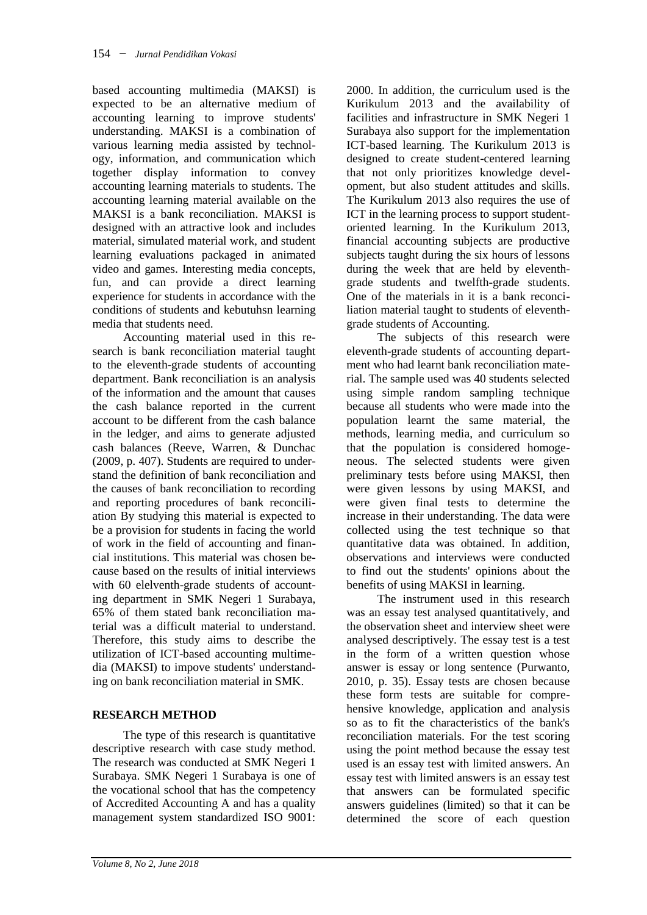based accounting multimedia (MAKSI) is expected to be an alternative medium of accounting learning to improve students' understanding. MAKSI is a combination of various learning media assisted by technology, information, and communication which together display information to convey accounting learning materials to students. The accounting learning material available on the MAKSI is a bank reconciliation. MAKSI is designed with an attractive look and includes material, simulated material work, and student learning evaluations packaged in animated video and games. Interesting media concepts, fun, and can provide a direct learning experience for students in accordance with the conditions of students and kebutuhsn learning media that students need.

Accounting material used in this research is bank reconciliation material taught to the eleventh-grade students of accounting department. Bank reconciliation is an analysis of the information and the amount that causes the cash balance reported in the current account to be different from the cash balance in the ledger, and aims to generate adjusted cash balances (Reeve, Warren, & Dunchac (2009, p. 407). Students are required to understand the definition of bank reconciliation and the causes of bank reconciliation to recording and reporting procedures of bank reconciliation By studying this material is expected to be a provision for students in facing the world of work in the field of accounting and financial institutions. This material was chosen because based on the results of initial interviews with 60 elelventh-grade students of accounting department in SMK Negeri 1 Surabaya, 65% of them stated bank reconciliation material was a difficult material to understand. Therefore, this study aims to describe the utilization of ICT-based accounting multimedia (MAKSI) to impove students' understanding on bank reconciliation material in SMK.

## RESEARCH METHOD

The type of this research is quantitative descriptive research with case study method. The research was conducted at SMK Negeri 1 Surabaya. SMK Negeri 1 Surabaya is one of the vocational school that has the competency of Accredited Accounting A and has a quality management system standardized ISO 9001: 2000. In addition, the curriculum used is the Kurikulum 2013 and the availability of facilities and infrastructure in SMK Negeri 1 Surabaya also support for the implementation ICT-based learning. The Kurikulum 2013 is designed to create student-centered learning that not only prioritizes knowledge development, but also student attitudes and skills. The Kurikulum 2013 also requires the use of ICT in the learning process to support student-oriented learning. In the Kurikulum 2013, financial accounting subjects are productive subjects taught during the six hours of lessons during the week that are held by eleventh-grade students and twelfth-grade students. One of the materials in it is a bank reconciliation material taught to students of eleventh-grade students of Accounting.

The subjects of this research were eleventh-grade students of accounting department who had learnt bank reconciliation material. The sample used was 40 students selected using simple random sampling technique because all students who were made into the population learnt the same material, the methods, learning media, and curriculum so that the population is considered homogeneous. The selected students were given preliminary tests before using MAKSI, then were given lessons by using MAKSI, and were given final tests to determine the increase in their understanding. The data were collected using the test technique so that quantitative data was obtained. In addition, observations and interviews were conducted to find out the students' opinions about the benefits of using MAKSI in learning.

The instrument used in this research was an essay test analysed quantitatively, and the observation sheet and interview sheet were analysed descriptively. The essay test is a test in the form of a written question whose answer is essay or long sentence (Purwanto, 2010, p. 35). Essay tests are chosen because these form tests are suitable for comprehensive knowledge, application and analysis so as to fit the characteristics of the bank's reconciliation materials. For the test scoring using the point method because the essay test used is an essay test with limited answers. An essay test with limited answers is an essay test that answers can be formulated specific answers guidelines (limited) so that it can be determined the score of each question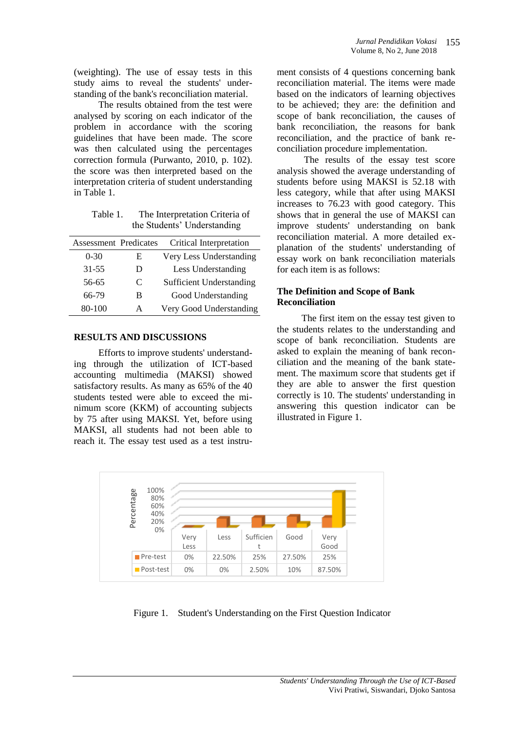(weighting). The use of essay tests in this study aims to reveal the students' understanding of the bank's reconciliation material.

The results obtained from the test were analysed by scoring on each indicator of the problem in accordance with the scoring guidelines that have been made. The score was then calculated using the percentages correction formula (Purwanto, 2010, p. 102). the score was then interpreted based on the interpretation criteria of student understanding in Table 1.

Table 1. The Interpretation Criteria of the Students' Understanding

| Assessment | Predicates | Critical Interpretation |
|---|---|---|
| 0-30 | E | Very Less Understanding |
| 31-55 | D | Less Understanding |
| 56-65 | C | Sufficient Understanding |
| 66-79 | B | Good Understanding |
| 80-100 | A | Very Good Understanding |

## RESULTS AND DISCUSSIONS

Efforts to improve students' understanding through the utilization of ICT-based accounting multimedia (MAKSI) showed satisfactory results. As many as 65% of the 40 students tested were able to exceed the minimum score (KKM) of accounting subjects by 75 after using MAKSI. Yet, before using MAKSI, all students had not been able to reach it. The essay test used as a test instrument consists of 4 questions concerning bank reconciliation material. The items were made based on the indicators of learning objectives to be achieved; they are: the definition and scope of bank reconciliation, the causes of bank reconciliation, the reasons for bank reconciliation, and the practice of bank reconciliation procedure implementation.

The results of the essay test score analysis showed the average understanding of students before using MAKSI is 52.18 with less category, while that after using MAKSI increases to 76.23 with good category. This shows that in general the use of MAKSI can improve students' understanding on bank reconciliation material. A more detailed explanation of the students' understanding of essay work on bank reconciliation materials for each item is as follows:

### The Definition and Scope of Bank Reconciliation

The first item on the essay test given to the students relates to the understanding and scope of bank reconciliation. Students are asked to explain the meaning of bank reconciliation and the meaning of the bank statement. The maximum score that students get if they are able to answer the first question correctly is 10. The students' understanding in answering this question indicator can be illustrated in Figure 1.

|  | Very Less | Less | Sufficient | Good | Very Good |
|---|---|---|---|---|---|
| Pre-test | 0% | 22.50% | 25% | 27.50% | 25% |
| Post-test | 0% | 0% | 2.50% | 10% | 87.50% |

Figure 1. Student's Understanding on the First Question Indicator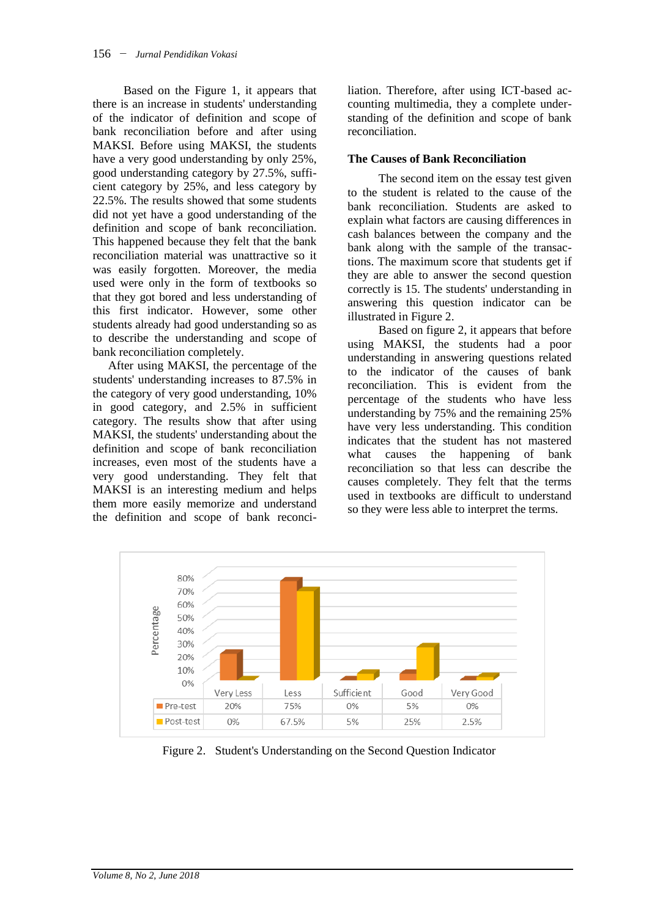Based on the Figure 1, it appears that there is an increase in students' understanding of the indicator of definition and scope of bank reconciliation before and after using MAKSI. Before using MAKSI, the students have a very good understanding by only 25%, good understanding category by 27.5%, sufficient category by 25%, and less category by 22.5%. The results showed that some students did not yet have a good understanding of the definition and scope of bank reconciliation. This happened because they felt that the bank reconciliation material was unattractive so it was easily forgotten. Moreover, the media used were only in the form of textbooks so that they got bored and less understanding of this first indicator. However, some other students already had good understanding so as to describe the understanding and scope of bank reconciliation completely.

After using MAKSI, the percentage of the students' understanding increases to 87.5% in the category of very good understanding, 10% in good category, and 2.5% in sufficient category. The results show that after using MAKSI, the students' understanding about the definition and scope of bank reconciliation increases, even most of the students have a very good understanding. They felt that MAKSI is an interesting medium and helps them more easily memorize and understand the definition and scope of bank reconciliation. Therefore, after using ICT-based accounting multimedia, they a complete understanding of the definition and scope of bank reconciliation.

### The Causes of Bank Reconciliation

The second item on the essay test given to the student is related to the cause of the bank reconciliation. Students are asked to explain what factors are causing differences in cash balances between the company and the bank along with the sample of the transactions. The maximum score that students get if they are able to answer the second question correctly is 15. The students' understanding in answering this question indicator can be illustrated in Figure 2.

Based on figure 2, it appears that before using MAKSI, the students had a poor understanding in answering questions related to the indicator of the causes of bank reconciliation. This is evident from the percentage of the students who have less understanding by 75% and the remaining 25% have very less understanding. This condition indicates that the student has not mastered what causes the happening of bank reconciliation so that less can describe the causes completely. They felt that the terms used in textbooks are difficult to understand so they were less able to interpret the terms.

| | Very Less | Less | Sufficient | Good | Very Good |
|---|---|---|---|---|---|
| Pre-test | 20% | 75% | 0% | 5% | 0% |
| Post-test | 0% | 67.5% | 5% | 25% | 2.5% |

Figure 2. Student's Understanding on the Second Question Indicator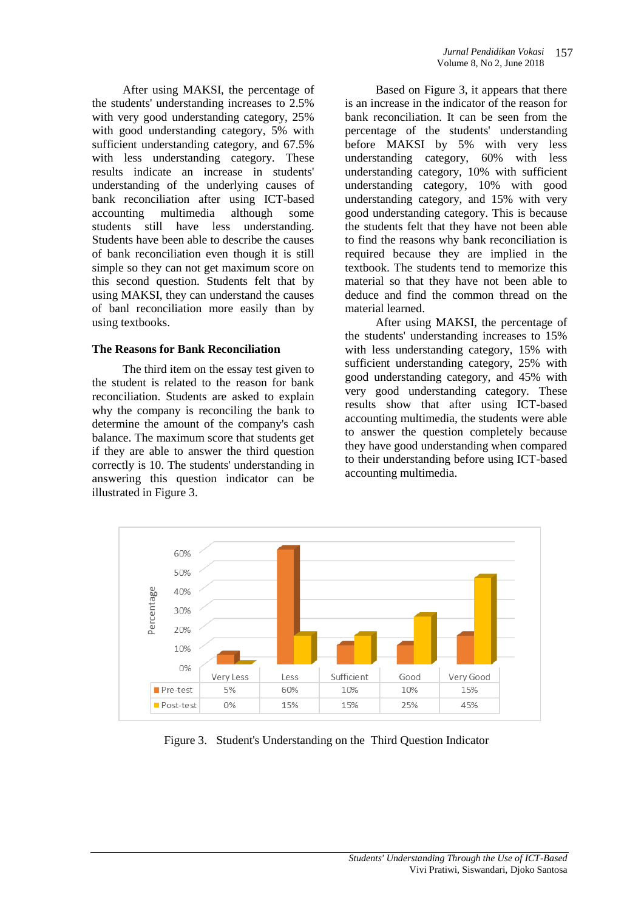After using MAKSI, the percentage of the students' understanding increases to 2.5% with very good understanding category, 25% with good understanding category, 5% with sufficient understanding category, and 67.5% with less understanding category. These results indicate an increase in students' understanding of the underlying causes of bank reconciliation after using ICT-based accounting multimedia although some students still have less understanding. Students have been able to describe the causes of bank reconciliation even though it is still simple so they can not get maximum score on this second question. Students felt that by using MAKSI, they can understand the causes of banl reconciliation more easily than by using textbooks.

### The Reasons for Bank Reconciliation

The third item on the essay test given to the student is related to the reason for bank reconciliation. Students are asked to explain why the company is reconciling the bank to determine the amount of the company's cash balance. The maximum score that students get if they are able to answer the third question correctly is 10. The students' understanding in answering this question indicator can be illustrated in Figure 3.

Based on Figure 3, it appears that there is an increase in the indicator of the reason for bank reconciliation. It can be seen from the percentage of the students' understanding before MAKSI by 5% with very less understanding category, 60% with less understanding category, 10% with sufficient understanding category, 10% with good understanding category, and 15% with very good understanding category. This is because the students felt that they have not been able to find the reasons why bank reconciliation is required because they are implied in the textbook. The students tend to memorize this material so that they have not been able to deduce and find the common thread on the material learned.

After using MAKSI, the percentage of the students' understanding increases to 15% with less understanding category, 15% with sufficient understanding category, 25% with good understanding category, and 45% with very good understanding category. These results show that after using ICT-based accounting multimedia, the students were able to answer the question completely because they have good understanding when compared to their understanding before using ICT-based accounting multimedia.

| | Very Less | Less | Sufficient | Good | Very Good |
|---|---|---|---|---|---|
| Pre-test | 5% | 60% | 10% | 10% | 15% |
| Post-test | 0% | 15% | 15% | 25% | 45% |

Figure 3. Student's Understanding on the Third Question Indicator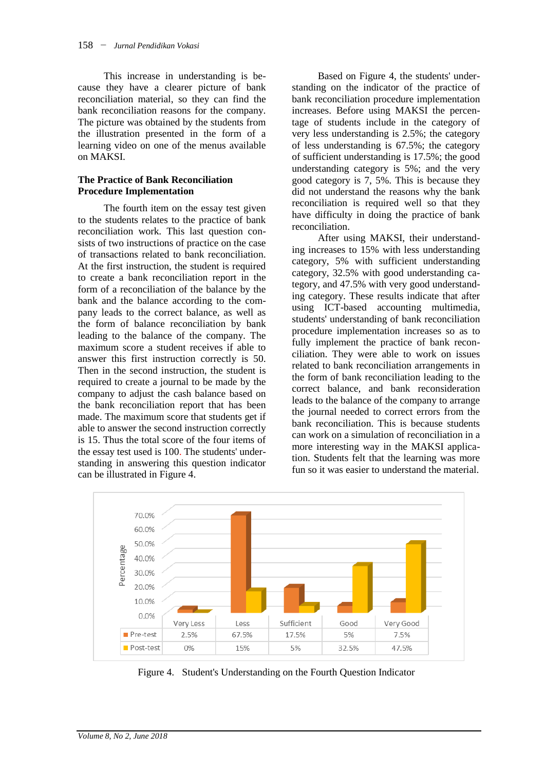This increase in understanding is because they have a clearer picture of bank reconciliation material, so they can find the bank reconciliation reasons for the company. The picture was obtained by the students from the illustration presented in the form of a learning video on one of the menus available on MAKSI.

## The Practice of Bank Reconciliation Procedure Implementation

The fourth item on the essay test given to the students relates to the practice of bank reconciliation work. This last question consists of two instructions of practice on the case of transactions related to bank reconciliation. At the first instruction, the student is required to create a bank reconciliation report in the form of a reconciliation of the balance by the bank and the balance according to the company leads to the correct balance, as well as the form of balance reconciliation by bank leading to the balance of the company. The maximum score a student receives if able to answer this first instruction correctly is 50. Then in the second instruction, the student is required to create a journal to be made by the company to adjust the cash balance based on the bank reconciliation report that has been made. The maximum score that students get if able to answer the second instruction correctly is 15. Thus the total score of the four items of the essay test used is 100. The students' understanding in answering this question indicator can be illustrated in Figure 4.

Based on Figure 4, the students' understanding on the indicator of the practice of bank reconciliation procedure implementation increases. Before using MAKSI the percentage of students include in the category of very less understanding is 2.5%; the category of less understanding is 67.5%; the category of sufficient understanding is 17.5%; the good understanding category is 5%; and the very good category is 7, 5%. This is because they did not understand the reasons why the bank reconciliation is required well so that they have difficulty in doing the practice of bank reconciliation.

After using MAKSI, their understanding increases to 15% with less understanding category, 5% with sufficient understanding category, 32.5% with good understanding category, and 47.5% with very good understanding category. These results indicate that after using ICT-based accounting multimedia, students' understanding of bank reconciliation procedure implementation increases so as to fully implement the practice of bank reconciliation. They were able to work on issues related to bank reconciliation arrangements in the form of bank reconciliation leading to the correct balance, and bank reconsideration leads to the balance of the company to arrange the journal needed to correct errors from the bank reconciliation. This is because students can work on a simulation of reconciliation in a more interesting way in the MAKSI application. Students felt that the learning was more fun so it was easier to understand the material.

| | Very Less | Less | Sufficient | Good | Very Good |
|---|---|---|---|---|---|
| Pre-test | 2.5% | 67.5% | 17.5% | 5% | 7.5% |
| Post-test | 0% | 15% | 5% | 32.5% | 47.5% |

Figure 4. Student's Understanding on the Fourth Question Indicator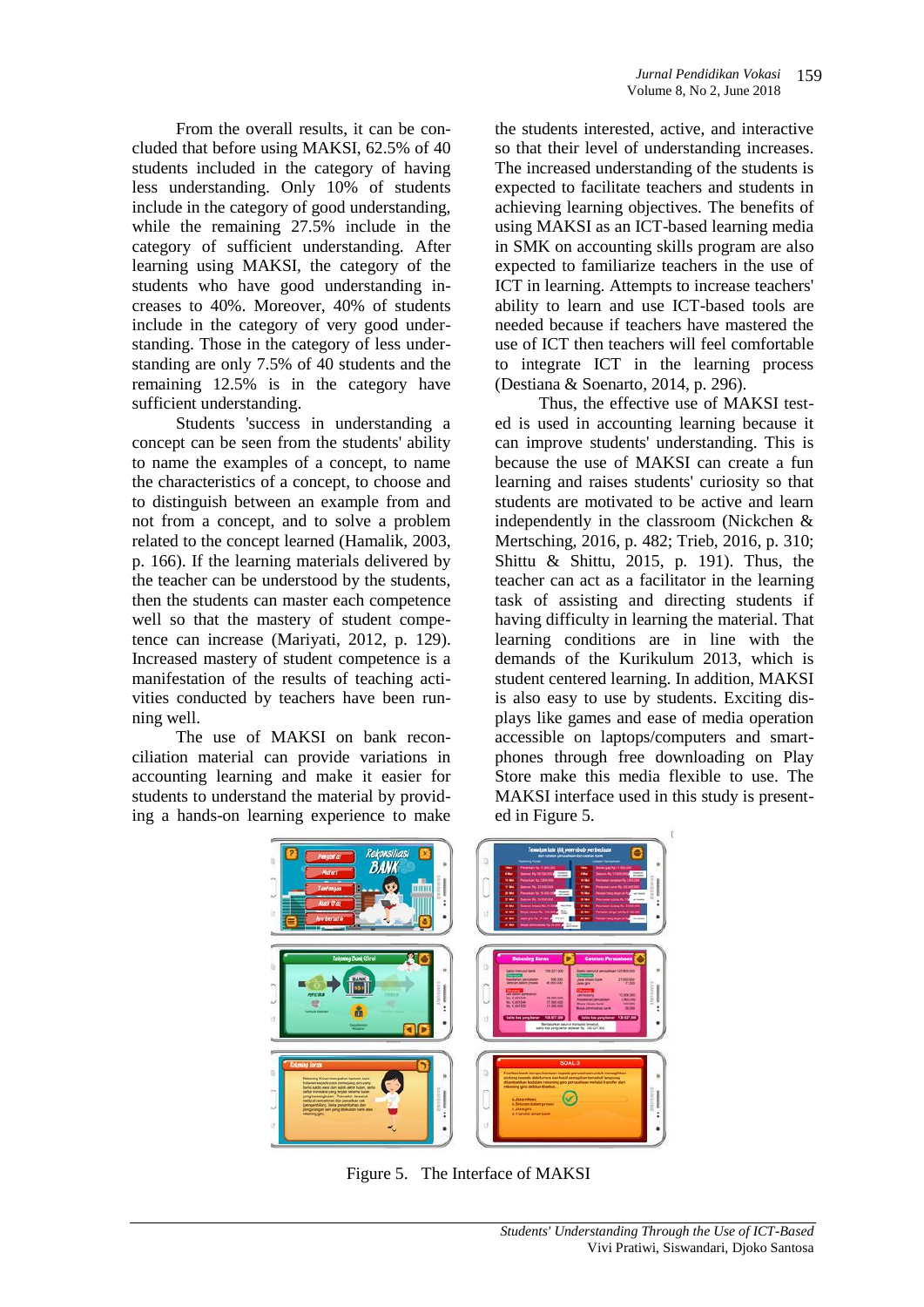From the overall results, it can be concluded that before using MAKSI, 62.5% of 40 students included in the category of having less understanding. Only 10% of students include in the category of good understanding, while the remaining 27.5% include in the category of sufficient understanding. After learning using MAKSI, the category of the students who have good understanding increases to 40%. Moreover, 40% of students include in the category of very good understanding. Those in the category of less understanding are only 7.5% of 40 students and the remaining 12.5% is in the category have sufficient understanding.

Students 'success in understanding a concept can be seen from the students' ability to name the examples of a concept, to name the characteristics of a concept, to choose and to distinguish between an example from and not from a concept, and to solve a problem related to the concept learned (Hamalik, 2003, p. 166). If the learning materials delivered by the teacher can be understood by the students, then the students can master each competence well so that the mastery of student competence can increase (Mariyati, 2012, p. 129). Increased mastery of student competence is a manifestation of the results of teaching activities conducted by teachers have been running well.

The use of MAKSI on bank reconciliation material can provide variations in accounting learning and make it easier for students to understand the material by providing a hands-on learning experience to make the students interested, active, and interactive so that their level of understanding increases. The increased understanding of the students is expected to facilitate teachers and students in achieving learning objectives. The benefits of using MAKSI as an ICT-based learning media in SMK on accounting skills program are also expected to familiarize teachers in the use of ICT in learning. Attempts to increase teachers' ability to learn and use ICT-based tools are needed because if teachers have mastered the use of ICT then teachers will feel comfortable to integrate ICT in the learning process (Destiana & Soenarto, 2014, p. 296).

Thus, the effective use of MAKSI tested is used in accounting learning because it can improve students' understanding. This is because the use of MAKSI can create a fun learning and raises students' curiosity so that students are motivated to be active and learn independently in the classroom (Nickchen & Mertsching, 2016, p. 482; Trieb, 2016, p. 310; Shittu & Shittu, 2015, p. 191). Thus, the teacher can act as a facilitator in the learning task of assisting and directing students if having difficulty in learning the material. That learning conditions are in line with the demands of the Kurikulum 2013, which is student centered learning. In addition, MAKSI is also easy to use by students. Exciting displays like games and ease of media operation accessible on laptops/computers and smartphones through free downloading on Play Store make this media flexible to use. The MAKSI interface used in this study is presented in Figure 5.

Figure 5. The Interface of MAKSI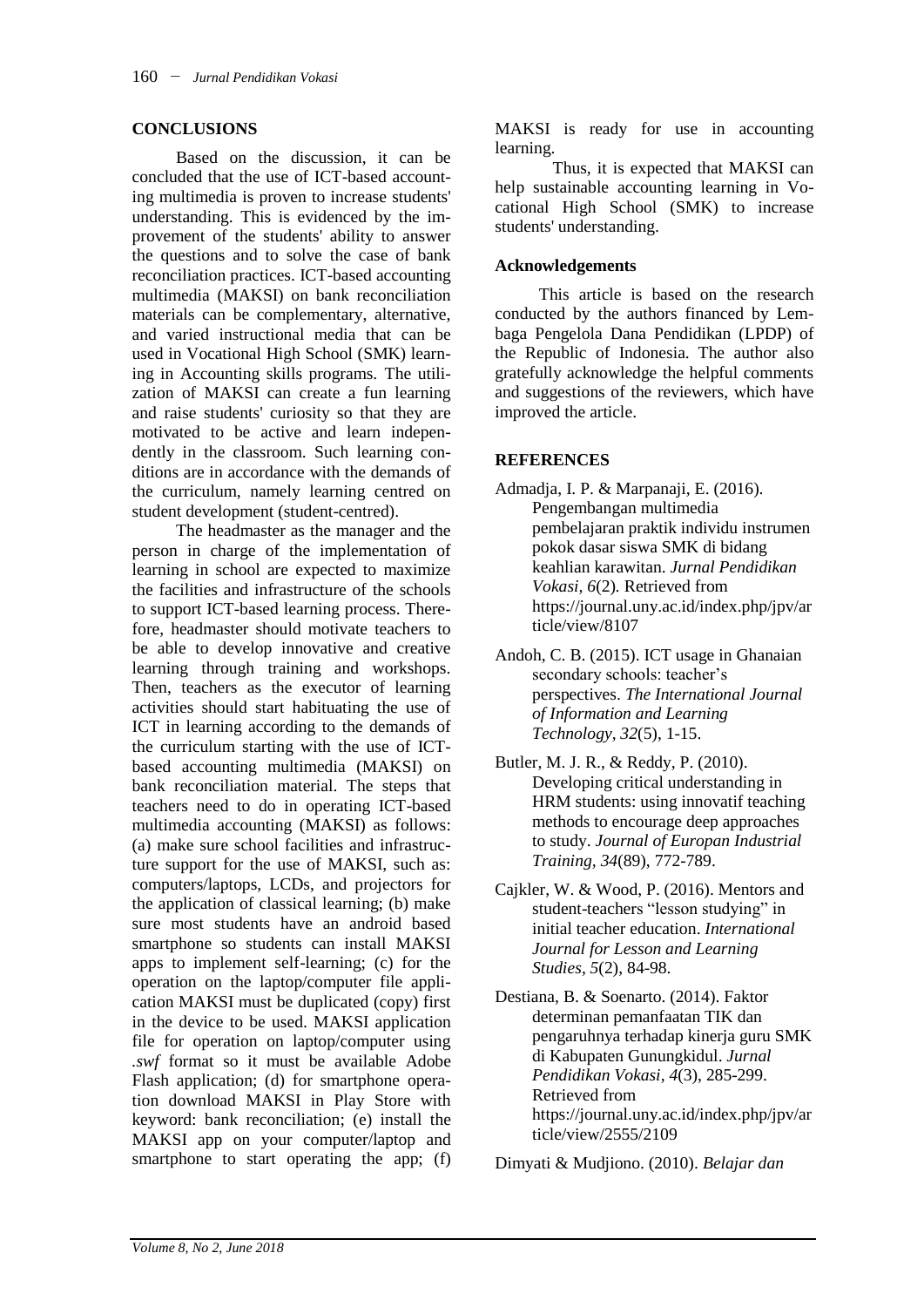## CONCLUSIONS

Based on the discussion, it can be concluded that the use of ICT-based accounting multimedia is proven to increase students' understanding. This is evidenced by the improvement of the students' ability to answer the questions and to solve the case of bank reconciliation practices. ICT-based accounting multimedia (MAKSI) on bank reconciliation materials can be complementary, alternative, and varied instructional media that can be used in Vocational High School (SMK) learning in Accounting skills programs. The utilization of MAKSI can create a fun learning and raise students' curiosity so that they are motivated to be active and learn independently in the classroom. Such learning conditions are in accordance with the demands of the curriculum, namely learning centred on student development (student-centred).

The headmaster as the manager and the person in charge of the implementation of learning in school are expected to maximize the facilities and infrastructure of the schools to support ICT-based learning process. Therefore, headmaster should motivate teachers to be able to develop innovative and creative learning through training and workshops. Then, teachers as the executor of learning activities should start habituating the use of ICT in learning according to the demands of the curriculum starting with the use of ICT-based accounting multimedia (MAKSI) on bank reconciliation material. The steps that teachers need to do in operating ICT-based multimedia accounting (MAKSI) as follows: (a) make sure school facilities and infrastructure support for the use of MAKSI, such as: computers/laptops, LCDs, and projectors for the application of classical learning; (b) make sure most students have an android based smartphone so students can install MAKSI apps to implement self-learning; (c) for the operation on the laptop/computer file application MAKSI must be duplicated (copy) first in the device to be used. MAKSI application file for operation on laptop/computer using *.swf* format so it must be available Adobe Flash application; (d) for smartphone operation download MAKSI in Play Store with keyword: bank reconciliation; (e) install the MAKSI app on your computer/laptop and smartphone to start operating the app; (f) MAKSI is ready for use in accounting learning.

Thus, it is expected that MAKSI can help sustainable accounting learning in Vocational High School (SMK) to increase students' understanding.

### Acknowledgements

This article is based on the research conducted by the authors financed by Lembaga Pengelola Dana Pendidikan (LPDP) of the Republic of Indonesia. The author also gratefully acknowledge the helpful comments and suggestions of the reviewers, which have improved the article.

## REFERENCES

Admadja, I. P. & Marpanaji, E. (2016). Pengembangan multimedia pembelajaran praktik individu instrumen pokok dasar siswa SMK di bidang keahlian karawitan. *Jurnal Pendidikan Vokasi, 6*(2). Retrieved from https://journal.uny.ac.id/index.php/jpv/article/view/8107

Andoh, C. B. (2015). ICT usage in Ghanaian secondary schools: teacher's perspectives. *The International Journal of Information and Learning Technology*, *32*(5), 1-15.

Butler, M. J. R., & Reddy, P. (2010). Developing critical understanding in HRM students: using innovatif teaching methods to encourage deep approaches to study. *Journal of Europan Industrial Training, 34*(89), 772-789.

Cajkler, W. & Wood, P. (2016). Mentors and student-teachers "lesson studying" in initial teacher education. *International Journal for Lesson and Learning Studies*, *5*(2), 84-98.

Destiana, B. & Soenarto. (2014). Faktor determinan pemanfaatan TIK dan pengaruhnya terhadap kinerja guru SMK di Kabupaten Gunungkidul. *Jurnal Pendidikan Vokasi, 4*(3), 285-299. Retrieved from https://journal.uny.ac.id/index.php/jpv/article/view/2555/2109

Dimyati & Mudjiono. (2010). *Belajar dan*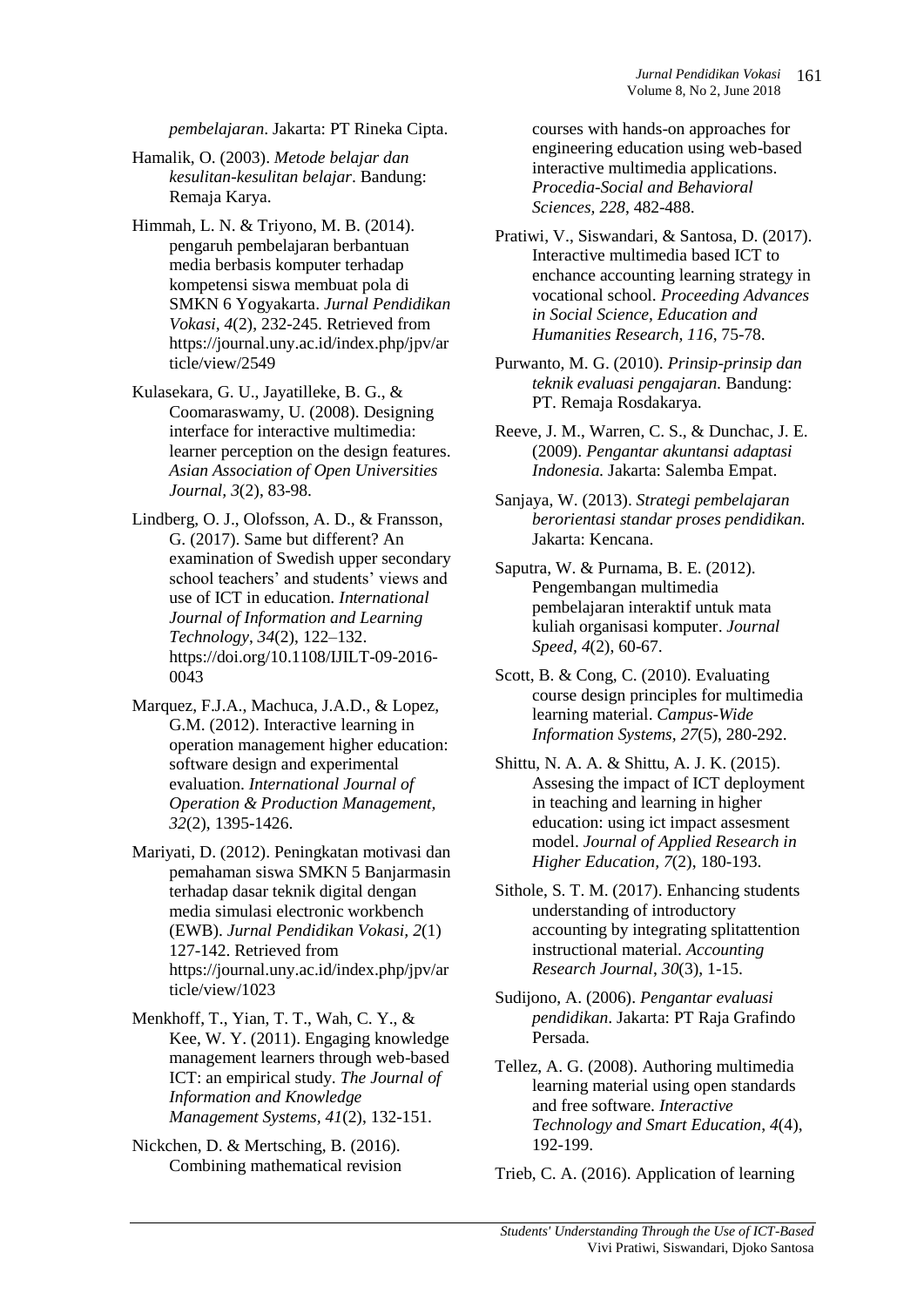*pembelajaran*. Jakarta: PT Rineka Cipta.

Hamalik, O. (2003). *Metode belajar dan kesulitan-kesulitan belajar*. Bandung: Remaja Karya.

Himmah, L. N. & Triyono, M. B. (2014). pengaruh pembelajaran berbantuan media berbasis komputer terhadap kompetensi siswa membuat pola di SMKN 6 Yogyakarta. *Jurnal Pendidikan Vokasi, 4*(2), 232-245. Retrieved from https://journal.uny.ac.id/index.php/jpv/article/view/2549

Kulasekara, G. U., Jayatilleke, B. G., & Coomaraswamy, U. (2008). Designing interface for interactive multimedia: learner perception on the design features. *Asian Association of Open Universities Journal, 3*(2), 83-98.

Lindberg, O. J., Olofsson, A. D., & Fransson, G. (2017). Same but different? An examination of Swedish upper secondary school teachers' and students' views and use of ICT in education. *International Journal of Information and Learning Technology*, *34*(2), 122–132. https://doi.org/10.1108/IJILT-09-2016-0043

Marquez, F.J.A., Machuca, J.A.D., & Lopez, G.M. (2012). Interactive learning in operation management higher education: software design and experimental evaluation. *International Journal of Operation & Production Management, 32*(2), 1395-1426.

Mariyati, D. (2012). Peningkatan motivasi dan pemahaman siswa SMKN 5 Banjarmasin terhadap dasar teknik digital dengan media simulasi electronic workbench (EWB). *Jurnal Pendidikan Vokasi, 2*(1) 127-142. Retrieved from https://journal.uny.ac.id/index.php/jpv/article/view/1023

Menkhoff, T., Yian, T. T., Wah, C. Y., & Kee, W. Y. (2011). Engaging knowledge management learners through web-based ICT: an empirical study. *The Journal of Information and Knowledge Management Systems, 41*(2), 132-151.

Nickchen, D. & Mertsching, B. (2016). Combining mathematical revision courses with hands-on approaches for engineering education using web-based interactive multimedia applications. *Procedia-Social and Behavioral Sciences, 228*, 482-488.

Pratiwi, V., Siswandari, & Santosa, D. (2017). Interactive multimedia based ICT to enchance accounting learning strategy in vocational school. *Proceeding Advances in Social Science, Education and Humanities Research, 116*, 75-78.

Purwanto, M. G. (2010). *Prinsip-prinsip dan teknik evaluasi pengajaran.* Bandung: PT. Remaja Rosdakarya.

Reeve, J. M., Warren, C. S., & Dunchac, J. E. (2009). *Pengantar akuntansi adaptasi Indonesia.* Jakarta: Salemba Empat.

Sanjaya, W. (2013). *Strategi pembelajaran berorientasi standar proses pendidikan.* Jakarta: Kencana.

Saputra, W. & Purnama, B. E. (2012). Pengembangan multimedia pembelajaran interaktif untuk mata kuliah organisasi komputer. *Journal Speed, 4*(2), 60-67.

Scott, B. & Cong, C. (2010). Evaluating course design principles for multimedia learning material. *Campus-Wide Information Systems, 27*(5), 280-292.

Shittu, N. A. A. & Shittu, A. J. K. (2015). Assesing the impact of ICT deployment in teaching and learning in higher education: using ict impact assesment model. *Journal of Applied Research in Higher Education, 7*(2), 180-193.

Sithole, S. T. M. (2017). Enhancing students understanding of introductory accounting by integrating splitattention instructional material. *Accounting Research Journal*, *30*(3), 1-15.

Sudijono, A. (2006). *Pengantar evaluasi pendidikan*. Jakarta: PT Raja Grafindo Persada.

Tellez, A. G. (2008). Authoring multimedia learning material using open standards and free software. *Interactive Technology and Smart Education*, *4*(4), 192-199.

Trieb, C. A. (2016). Application of learning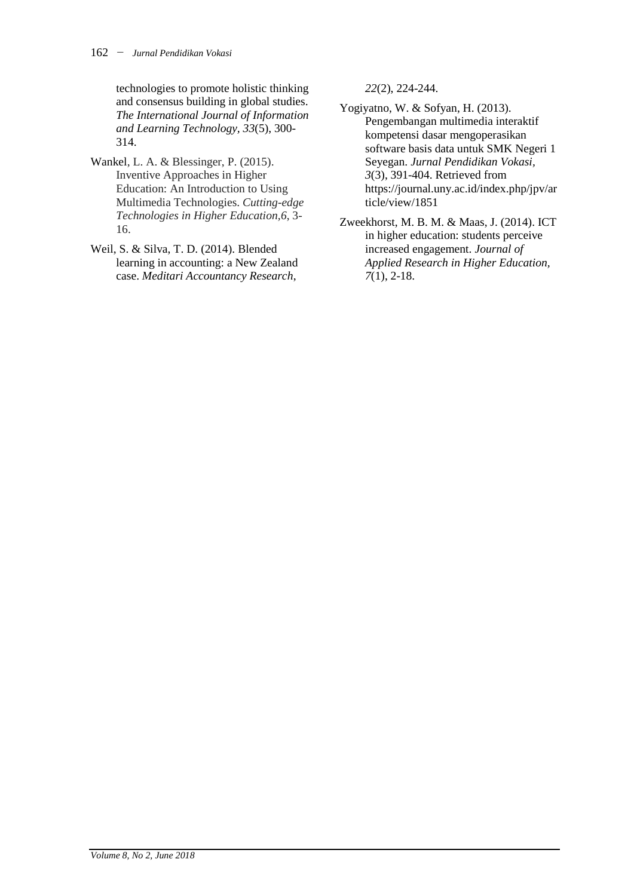technologies to promote holistic thinking and consensus building in global studies. *The International Journal of Information and Learning Technology*, *33*(5), 300-314.

Wankel, L. A. & Blessinger, P. (2015). Inventive Approaches in Higher Education: An Introduction to Using Multimedia Technologies. *Cutting-edge Technologies in Higher Education,6*, 3-16.

Weil, S. & Silva, T. D. (2014). Blended learning in accounting: a New Zealand case. *Meditari Accountancy Research*, *22*(2), 224-244.

Yogiyatno, W. & Sofyan, H. (2013). Pengembangan multimedia interaktif kompetensi dasar mengoperasikan software basis data untuk SMK Negeri 1 Seyegan. *Jurnal Pendidikan Vokasi*, *3*(3), 391-404. Retrieved from https://journal.uny.ac.id/index.php/jpv/article/view/1851

Zweekhorst, M. B. M. & Maas, J. (2014). ICT in higher education: students perceive increased engagement. *Journal of Applied Research in Higher Education*, *7*(1), 2-18.